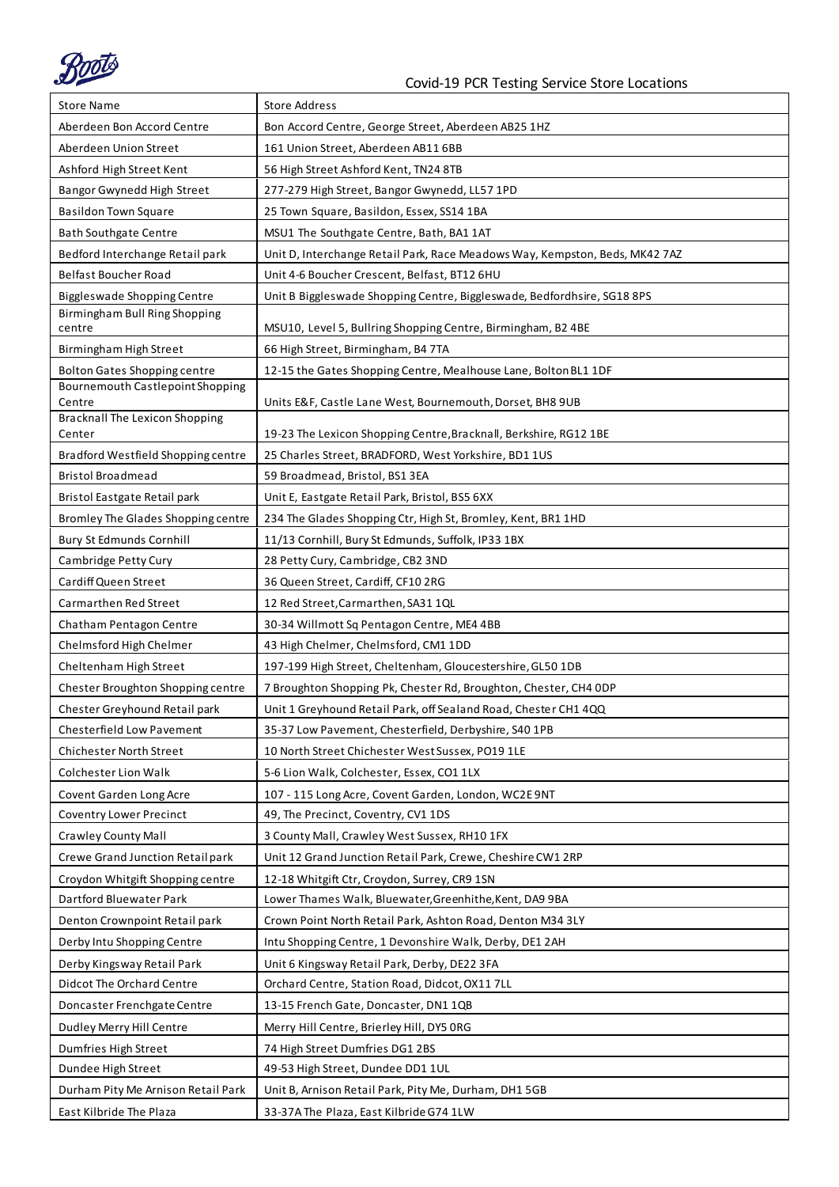# Covid-19 PCR Testing Service Store Locations

| Store Name | Store Address |
| --- | --- |
| Aberdeen Bon Accord Centre | Bon Accord Centre, George Street, Aberdeen AB25 1HZ |
| Aberdeen Union Street | 161 Union Street, Aberdeen AB11 6BB |
| Ashford High Street Kent | 56 High Street Ashford Kent, TN24 8TB |
| Bangor Gwynedd High Street | 277-279 High Street, Bangor Gwynedd, LL57 1PD |
| Basildon Town Square | 25 Town Square, Basildon, Essex, SS14 1BA |
| Bath Southgate Centre | MSU1 The Southgate Centre, Bath, BA1 1AT |
| Bedford Interchange Retail park | Unit D, Interchange Retail Park, Race Meadows Way, Kempston, Beds, MK42 7AZ |
| Belfast Boucher Road | Unit 4-6 Boucher Crescent, Belfast, BT12 6HU |
| Biggleswade Shopping Centre | Unit B Biggleswade Shopping Centre, Biggleswade, Bedfordhsire, SG18 8PS |
| Birmingham Bull Ring Shopping centre | MSU10, Level 5, Bullring Shopping Centre, Birmingham, B2 4BE |
| Birmingham High Street | 66 High Street, Birmingham, B4 7TA |
| Bolton Gates Shopping centre | 12-15 the Gates Shopping Centre, Mealhouse Lane, Bolton BL1 1DF |
| Bournemouth Castlepoint Shopping Centre | Units E&F, Castle Lane West, Bournemouth, Dorset, BH8 9UB |
| Bracknall The Lexicon Shopping Center | 19-23 The Lexicon Shopping Centre, Bracknall, Berkshire, RG12 1BE |
| Bradford Westfield Shopping centre | 25 Charles Street, BRADFORD, West Yorkshire, BD1 1US |
| Bristol Broadmead | 59 Broadmead, Bristol, BS1 3EA |
| Bristol Eastgate Retail park | Unit E, Eastgate Retail Park, Bristol, BS5 6XX |
| Bromley The Glades Shopping centre | 234 The Glades Shopping Ctr, High St, Bromley, Kent, BR1 1HD |
| Bury St Edmunds Cornhill | 11/13 Cornhill, Bury St Edmunds, Suffolk, IP33 1BX |
| Cambridge Petty Cury | 28 Petty Cury, Cambridge, CB2 3ND |
| Cardiff Queen Street | 36 Queen Street, Cardiff, CF10 2RG |
| Carmarthen Red Street | 12 Red Street, Carmarthen, SA31 1QL |
| Chatham Pentagon Centre | 30-34 Willmott Sq Pentagon Centre, ME4 4BB |
| Chelmsford High Chelmer | 43 High Chelmer, Chelmsford, CM1 1DD |
| Cheltenham High Street | 197-199 High Street, Cheltenham, Gloucestershire, GL50 1DB |
| Chester Broughton Shopping centre | 7 Broughton Shopping Pk, Chester Rd, Broughton, Chester, CH4 0DP |
| Chester Greyhound Retail park | Unit 1 Greyhound Retail Park, off Sealand Road, Chester CH1 4QQ |
| Chesterfield Low Pavement | 35-37 Low Pavement, Chesterfield, Derbyshire, S40 1PB |
| Chichester North Street | 10 North Street Chichester West Sussex, PO19 1LE |
| Colchester Lion Walk | 5-6 Lion Walk, Colchester, Essex, CO1 1LX |
| Covent Garden Long Acre | 107 - 115 Long Acre, Covent Garden, London, WC2E 9NT |
| Coventry Lower Precinct | 49, The Precinct, Coventry, CV1 1DS |
| Crawley County Mall | 3 County Mall, Crawley West Sussex, RH10 1FX |
| Crewe Grand Junction Retail park | Unit 12 Grand Junction Retail Park, Crewe, Cheshire CW1 2RP |
| Croydon Whitgift Shopping centre | 12-18 Whitgift Ctr, Croydon, Surrey, CR9 1SN |
| Dartford Bluewater Park | Lower Thames Walk, Bluewater, Greenhithe, Kent, DA9 9BA |
| Denton Crownpoint Retail park | Crown Point North Retail Park, Ashton Road, Denton M34 3LY |
| Derby Intu Shopping Centre | Intu Shopping Centre, 1 Devonshire Walk, Derby, DE1 2AH |
| Derby Kingsway Retail Park | Unit 6 Kingsway Retail Park, Derby, DE22 3FA |
| Didcot The Orchard Centre | Orchard Centre, Station Road, Didcot, OX11 7LL |
| Doncaster Frenchgate Centre | 13-15 French Gate, Doncaster, DN1 1QB |
| Dudley Merry Hill Centre | Merry Hill Centre, Brierley Hill, DY5 0RG |
| Dumfries High Street | 74 High Street Dumfries DG1 2BS |
| Dundee High Street | 49-53 High Street, Dundee DD1 1UL |
| Durham Pity Me Arnison Retail Park | Unit B, Arnison Retail Park, Pity Me, Durham, DH1 5GB |
| East Kilbride The Plaza | 33-37A The Plaza, East Kilbride G74 1LW |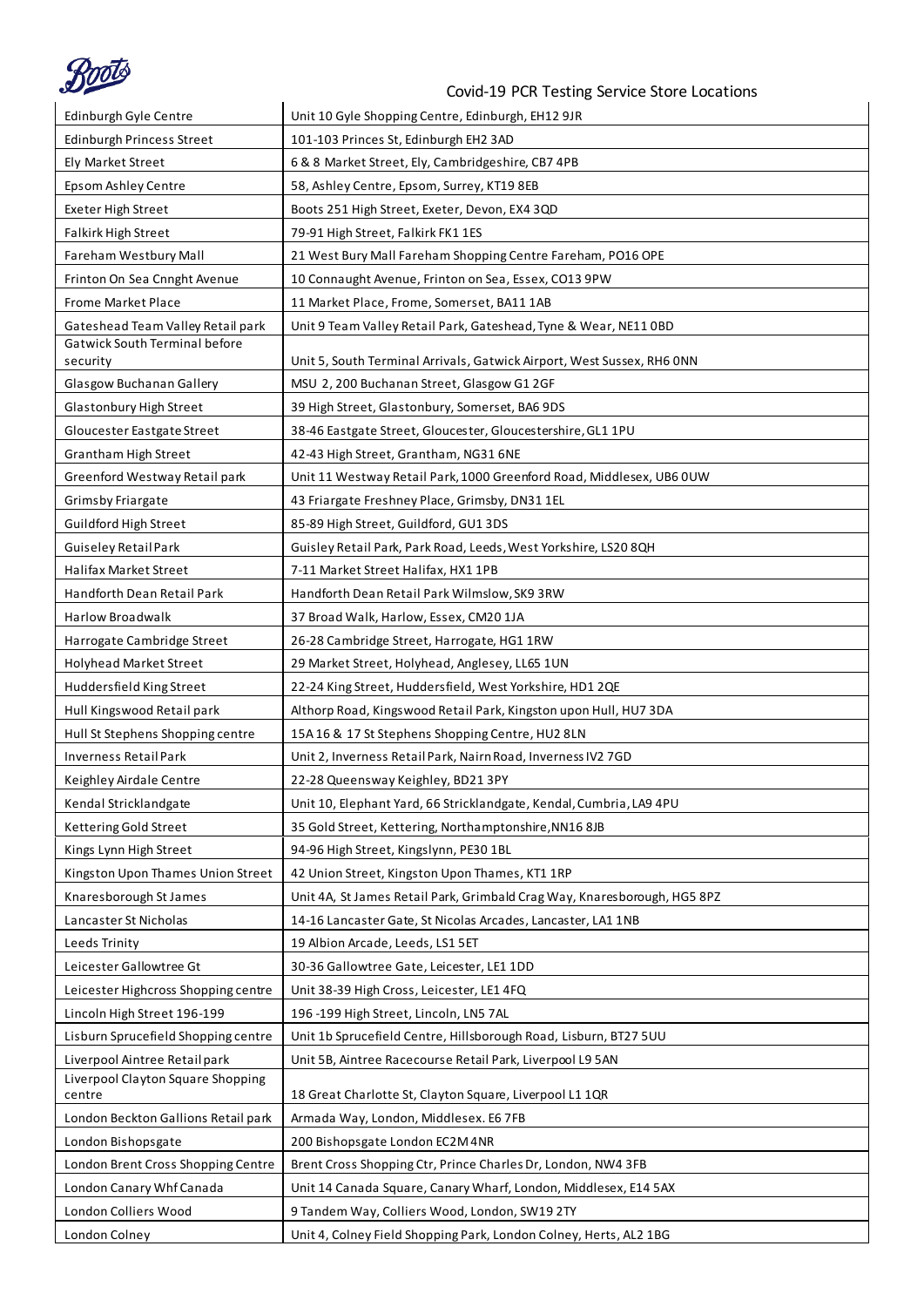# Covid-19 PCR Testing Service Store Locations

| | |
|---|---|
| Edinburgh Gyle Centre | Unit 10 Gyle Shopping Centre, Edinburgh, EH12 9JR |
| Edinburgh Princess Street | 101-103 Princes St, Edinburgh EH2 3AD |
| Ely Market Street | 6 & 8 Market Street, Ely, Cambridgeshire, CB7 4PB |
| Epsom Ashley Centre | 58, Ashley Centre, Epsom, Surrey, KT19 8EB |
| Exeter High Street | Boots 251 High Street, Exeter, Devon, EX4 3QD |
| Falkirk High Street | 79-91 High Street, Falkirk FK1 1ES |
| Fareham Westbury Mall | 21 West Bury Mall Fareham Shopping Centre Fareham, PO16 OPE |
| Frinton On Sea Cnnght Avenue | 10 Connaught Avenue, Frinton on Sea, Essex, CO13 9PW |
| Frome Market Place | 11 Market Place, Frome, Somerset, BA11 1AB |
| Gateshead Team Valley Retail park | Unit 9 Team Valley Retail Park, Gateshead, Tyne & Wear, NE11 0BD |
| Gatwick South Terminal before security | Unit 5, South Terminal Arrivals, Gatwick Airport, West Sussex, RH6 0NN |
| Glasgow Buchanan Gallery | MSU 2, 200 Buchanan Street, Glasgow G1 2GF |
| Glastonbury High Street | 39 High Street, Glastonbury, Somerset, BA6 9DS |
| Gloucester Eastgate Street | 38-46 Eastgate Street, Gloucester, Gloucestershire, GL1 1PU |
| Grantham High Street | 42-43 High Street, Grantham, NG31 6NE |
| Greenford Westway Retail park | Unit 11 Westway Retail Park, 1000 Greenford Road, Middlesex, UB6 0UW |
| Grimsby Friargate | 43 Friargate Freshney Place, Grimsby, DN31 1EL |
| Guildford High Street | 85-89 High Street, Guildford, GU1 3DS |
| Guiseley Retail Park | Guisley Retail Park, Park Road, Leeds, West Yorkshire, LS20 8QH |
| Halifax Market Street | 7-11 Market Street Halifax, HX1 1PB |
| Handforth Dean Retail Park | Handforth Dean Retail Park Wilmslow, SK9 3RW |
| Harlow Broadwalk | 37 Broad Walk, Harlow, Essex, CM20 1JA |
| Harrogate Cambridge Street | 26-28 Cambridge Street, Harrogate, HG1 1RW |
| Holyhead Market Street | 29 Market Street, Holyhead, Anglesey, LL65 1UN |
| Huddersfield King Street | 22-24 King Street, Huddersfield, West Yorkshire, HD1 2QE |
| Hull Kingswood Retail park | Althorp Road, Kingswood Retail Park, Kingston upon Hull, HU7 3DA |
| Hull St Stephens Shopping centre | 15A 16 & 17 St Stephens Shopping Centre, HU2 8LN |
| Inverness Retail Park | Unit 2, Inverness Retail Park, Nairn Road, Inverness IV2 7GD |
| Keighley Airdale Centre | 22-28 Queensway Keighley, BD21 3PY |
| Kendal Stricklandgate | Unit 10, Elephant Yard, 66 Stricklandgate, Kendal, Cumbria, LA9 4PU |
| Kettering Gold Street | 35 Gold Street, Kettering, Northamptonshire, NN16 8JB |
| Kings Lynn High Street | 94-96 High Street, Kingslynn, PE30 1BL |
| Kingston Upon Thames Union Street | 42 Union Street, Kingston Upon Thames, KT1 1RP |
| Knaresborough St James | Unit 4A, St James Retail Park, Grimbald Crag Way, Knaresborough, HG5 8PZ |
| Lancaster St Nicholas | 14-16 Lancaster Gate, St Nicolas Arcades, Lancaster, LA1 1NB |
| Leeds Trinity | 19 Albion Arcade, Leeds, LS1 5ET |
| Leicester Gallowtree Gt | 30-36 Gallowtree Gate, Leicester, LE1 1DD |
| Leicester Highcross Shopping centre | Unit 38-39 High Cross, Leicester, LE1 4FQ |
| Lincoln High Street 196-199 | 196 -199 High Street, Lincoln, LN5 7AL |
| Lisburn Sprucefield Shopping centre | Unit 1b Sprucefield Centre, Hillsborough Road, Lisburn, BT27 5UU |
| Liverpool Aintree Retail park | Unit 5B, Aintree Racecourse Retail Park, Liverpool L9 5AN |
| Liverpool Clayton Square Shopping centre | 18 Great Charlotte St, Clayton Square, Liverpool L1 1QR |
| London Beckton Gallions Retail park | Armada Way, London, Middlesex. E6 7FB |
| London Bishopsgate | 200 Bishopsgate London EC2M 4NR |
| London Brent Cross Shopping Centre | Brent Cross Shopping Ctr, Prince Charles Dr, London, NW4 3FB |
| London Canary Whf Canada | Unit 14 Canada Square, Canary Wharf, London, Middlesex, E14 5AX |
| London Colliers Wood | 9 Tandem Way, Colliers Wood, London, SW19 2TY |
| London Colney | Unit 4, Colney Field Shopping Park, London Colney, Herts, AL2 1BG |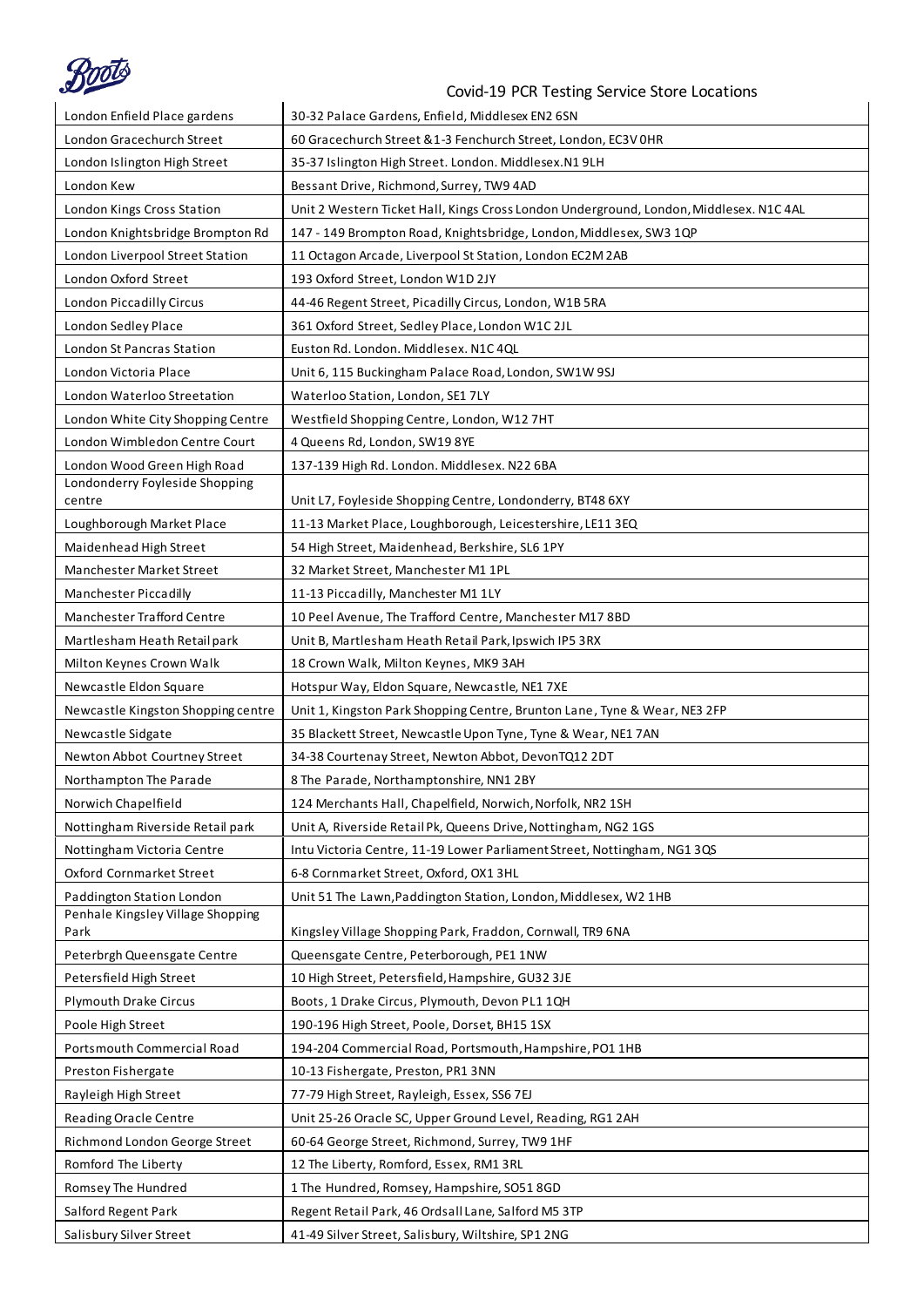Covid-19 PCR Testing Service Store Locations

| | |
|---|---|
| London Enfield Place gardens | 30-32 Palace Gardens, Enfield, Middlesex EN2 6SN |
| London Gracechurch Street | 60 Gracechurch Street &1-3 Fenchurch Street, London, EC3V 0HR |
| London Islington High Street | 35-37 Islington High Street. London. Middlesex.N1 9LH |
| London Kew | Bessant Drive, Richmond, Surrey, TW9 4AD |
| London Kings Cross Station | Unit 2 Western Ticket Hall, Kings Cross London Underground, London, Middlesex. N1C 4AL |
| London Knightsbridge Brompton Rd | 147 - 149 Brompton Road, Knightsbridge, London, Middlesex, SW3 1QP |
| London Liverpool Street Station | 11 Octagon Arcade, Liverpool St Station, London EC2M 2AB |
| London Oxford Street | 193 Oxford Street, London W1D 2JY |
| London Piccadilly Circus | 44-46 Regent Street, Picadilly Circus, London, W1B 5RA |
| London Sedley Place | 361 Oxford Street, Sedley Place, London W1C 2JL |
| London St Pancras Station | Euston Rd. London. Middlesex. N1C 4QL |
| London Victoria Place | Unit 6, 115 Buckingham Palace Road, London, SW1W 9SJ |
| London Waterloo Streetation | Waterloo Station, London, SE1 7LY |
| London White City Shopping Centre | Westfield Shopping Centre, London, W12 7HT |
| London Wimbledon Centre Court | 4 Queens Rd, London, SW19 8YE |
| London Wood Green High Road | 137-139 High Rd. London. Middlesex. N22 6BA |
| Londonderry Foyleside Shopping centre | Unit L7, Foyleside Shopping Centre, Londonderry, BT48 6XY |
| Loughborough Market Place | 11-13 Market Place, Loughborough, Leicestershire, LE11 3EQ |
| Maidenhead High Street | 54 High Street, Maidenhead, Berkshire, SL6 1PY |
| Manchester Market Street | 32 Market Street, Manchester M1 1PL |
| Manchester Piccadilly | 11-13 Piccadilly, Manchester M1 1LY |
| Manchester Trafford Centre | 10 Peel Avenue, The Trafford Centre, Manchester M17 8BD |
| Martlesham Heath Retail park | Unit B, Martlesham Heath Retail Park, Ipswich IP5 3RX |
| Milton Keynes Crown Walk | 18 Crown Walk, Milton Keynes, MK9 3AH |
| Newcastle Eldon Square | Hotspur Way, Eldon Square, Newcastle, NE1 7XE |
| Newcastle Kingston Shopping centre | Unit 1, Kingston Park Shopping Centre, Brunton Lane, Tyne & Wear, NE3 2FP |
| Newcastle Sidgate | 35 Blackett Street, Newcastle Upon Tyne, Tyne & Wear, NE1 7AN |
| Newton Abbot Courtney Street | 34-38 Courtenay Street, Newton Abbot, DevonTQ12 2DT |
| Northampton The Parade | 8 The Parade, Northamptonshire, NN1 2BY |
| Norwich Chapelfield | 124 Merchants Hall, Chapelfield, Norwich, Norfolk, NR2 1SH |
| Nottingham Riverside Retail park | Unit A, Riverside Retail Pk, Queens Drive, Nottingham, NG2 1GS |
| Nottingham Victoria Centre | Intu Victoria Centre, 11-19 Lower Parliament Street, Nottingham, NG1 3QS |
| Oxford Cornmarket Street | 6-8 Cornmarket Street, Oxford, OX1 3HL |
| Paddington Station London | Unit 51 The Lawn, Paddington Station, London, Middlesex, W2 1HB |
| Penhale Kingsley Village Shopping Park | Kingsley Village Shopping Park, Fraddon, Cornwall, TR9 6NA |
| Peterbrgh Queensgate Centre | Queensgate Centre, Peterborough, PE1 1NW |
| Petersfield High Street | 10 High Street, Petersfield, Hampshire, GU32 3JE |
| Plymouth Drake Circus | Boots, 1 Drake Circus, Plymouth, Devon PL1 1QH |
| Poole High Street | 190-196 High Street, Poole, Dorset, BH15 1SX |
| Portsmouth Commercial Road | 194-204 Commercial Road, Portsmouth, Hampshire, PO1 1HB |
| Preston Fishergate | 10-13 Fishergate, Preston, PR1 3NN |
| Rayleigh High Street | 77-79 High Street, Rayleigh, Essex, SS6 7EJ |
| Reading Oracle Centre | Unit 25-26 Oracle SC, Upper Ground Level, Reading, RG1 2AH |
| Richmond London George Street | 60-64 George Street, Richmond, Surrey, TW9 1HF |
| Romford The Liberty | 12 The Liberty, Romford, Essex, RM1 3RL |
| Romsey The Hundred | 1 The Hundred, Romsey, Hampshire, SO51 8GD |
| Salford Regent Park | Regent Retail Park, 46 Ordsall Lane, Salford M5 3TP |
| Salisbury Silver Street | 41-49 Silver Street, Salisbury, Wiltshire, SP1 2NG |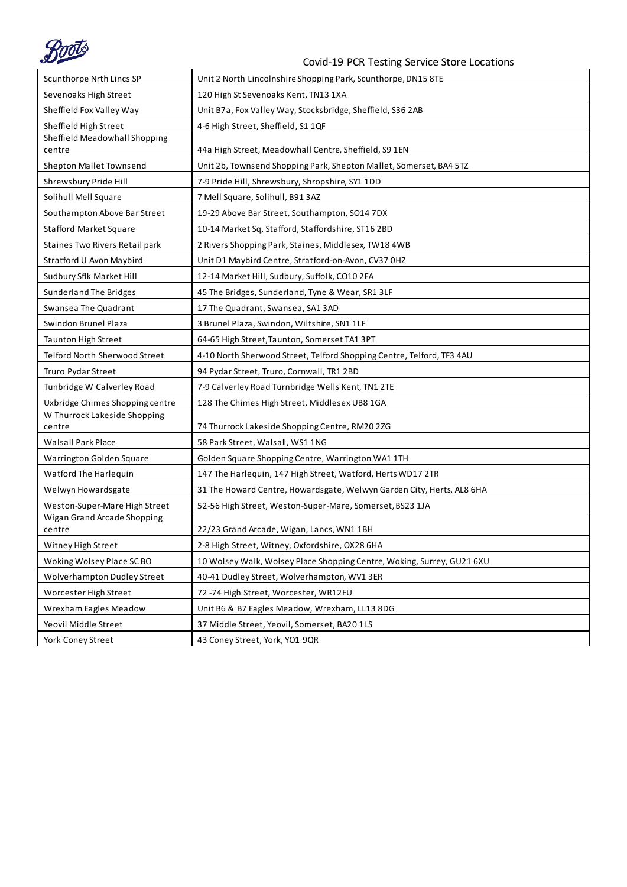Covid-19 PCR Testing Service Store Locations

| | |
|---|---|
| Scunthorpe Nrth Lincs SP | Unit 2 North Lincolnshire Shopping Park, Scunthorpe, DN15 8TE |
| Sevenoaks High Street | 120 High St Sevenoaks Kent, TN13 1XA |
| Sheffield Fox Valley Way | Unit B7a, Fox Valley Way, Stocksbridge, Sheffield, S36 2AB |
| Sheffield High Street | 4-6 High Street, Sheffield, S1 1QF |
| Sheffield Meadowhall Shopping centre | 44a High Street, Meadowhall Centre, Sheffield, S9 1EN |
| Shepton Mallet Townsend | Unit 2b, Townsend Shopping Park, Shepton Mallet, Somerset, BA4 5TZ |
| Shrewsbury Pride Hill | 7-9 Pride Hill, Shrewsbury, Shropshire, SY1 1DD |
| Solihull Mell Square | 7 Mell Square, Solihull, B91 3AZ |
| Southampton Above Bar Street | 19-29 Above Bar Street, Southampton, SO14 7DX |
| Stafford Market Square | 10-14 Market Sq, Stafford, Staffordshire, ST16 2BD |
| Staines Two Rivers Retail park | 2 Rivers Shopping Park, Staines, Middlesex, TW18 4WB |
| Stratford U Avon Maybird | Unit D1 Maybird Centre, Stratford-on-Avon, CV37 0HZ |
| Sudbury Sflk Market Hill | 12-14 Market Hill, Sudbury, Suffolk, CO10 2EA |
| Sunderland The Bridges | 45 The Bridges, Sunderland, Tyne & Wear, SR1 3LF |
| Swansea The Quadrant | 17 The Quadrant, Swansea, SA1 3AD |
| Swindon Brunel Plaza | 3 Brunel Plaza, Swindon, Wiltshire, SN1 1LF |
| Taunton High Street | 64-65 High Street,Taunton, Somerset TA1 3PT |
| Telford North Sherwood Street | 4-10 North Sherwood Street, Telford Shopping Centre, Telford, TF3 4AU |
| Truro Pydar Street | 94 Pydar Street, Truro, Cornwall, TR1 2BD |
| Tunbridge W Calverley Road | 7-9 Calverley Road Turnbridge Wells Kent, TN1 2TE |
| Uxbridge Chimes Shopping centre | 128 The Chimes High Street, Middlesex UB8 1GA |
| W Thurrock Lakeside Shopping centre | 74 Thurrock Lakeside Shopping Centre, RM20 2ZG |
| Walsall Park Place | 58 Park Street, Walsall, WS1 1NG |
| Warrington Golden Square | Golden Square Shopping Centre, Warrington WA1 1TH |
| Watford The Harlequin | 147 The Harlequin, 147 High Street, Watford, Herts WD17 2TR |
| Welwyn Howardsgate | 31 The Howard Centre, Howardsgate, Welwyn Garden City, Herts, AL8 6HA |
| Weston-Super-Mare High Street | 52-56 High Street, Weston-Super-Mare, Somerset, BS23 1JA |
| Wigan Grand Arcade Shopping centre | 22/23 Grand Arcade, Wigan, Lancs, WN1 1BH |
| Witney High Street | 2-8 High Street, Witney, Oxfordshire, OX28 6HA |
| Woking Wolsey Place SC BO | 10 Wolsey Walk, Wolsey Place Shopping Centre, Woking, Surrey, GU21 6XU |
| Wolverhampton Dudley Street | 40-41 Dudley Street, Wolverhampton, WV1 3ER |
| Worcester High Street | 72 -74 High Street, Worcester, WR12EU |
| Wrexham Eagles Meadow | Unit B6 & B7 Eagles Meadow, Wrexham, LL13 8DG |
| Yeovil Middle Street | 37 Middle Street, Yeovil, Somerset, BA20 1LS |
| York Coney Street | 43 Coney Street, York, YO1 9QR |